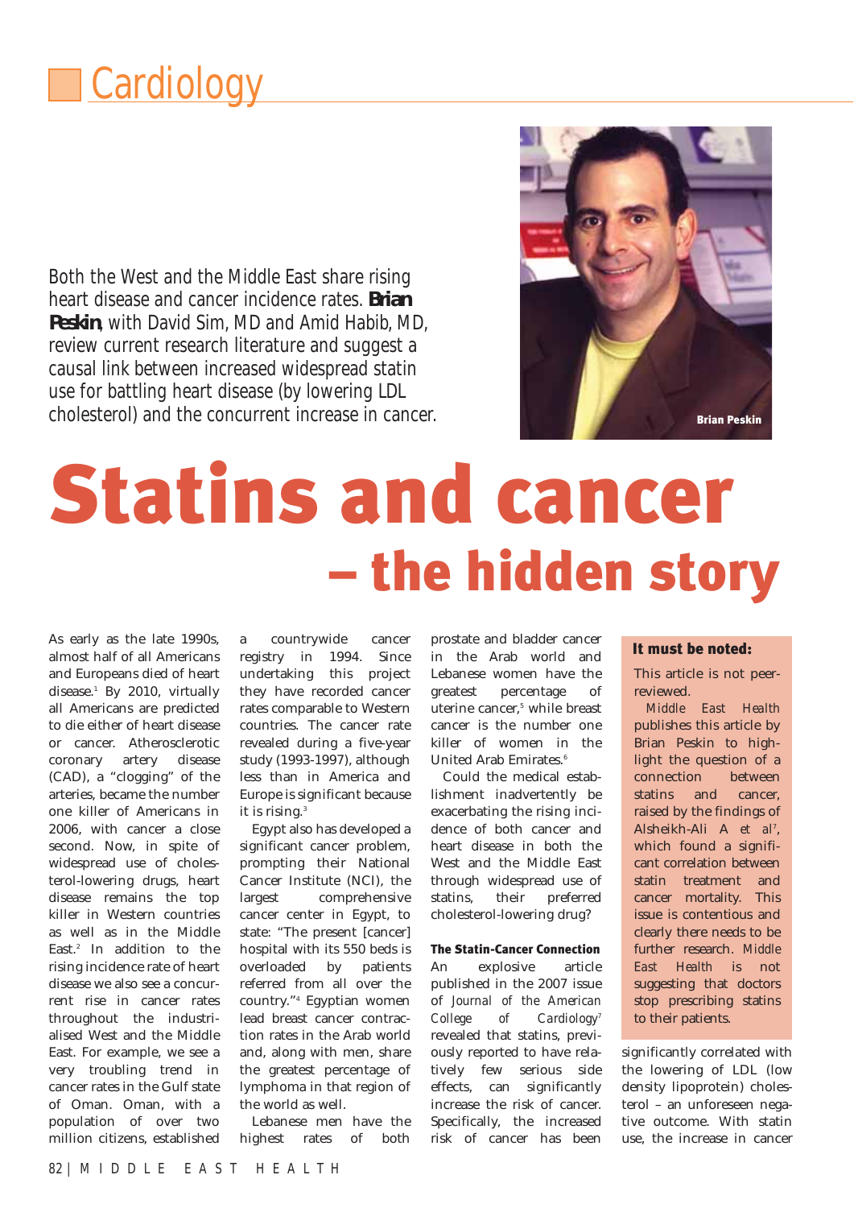# Statins and cancer – the hidden story

Both the West and the Middle East share rising heart disease and cancer incidence rates. **Brian Peskin**, with David Sim, MD and Amid Habib, MD, review current research literature and suggest a causal link between increased widespread statin use for battling heart disease (by lowering LDL cholesterol) and the concurrent increase in cancer.

Brian Peskin

As early as the late 1990s, almost half of all Americans and Europeans died of heart disease.[1] By 2010, virtually all Americans are predicted to die either of heart disease or cancer. Atherosclerotic coronary artery disease (CAD), a "clogging" of the arteries, became the number one killer of Americans in 2006, with cancer a close second. Now, in spite of widespread use of cholesterol-lowering drugs, heart disease remains the top killer in Western countries as well as in the Middle East.[2] In addition to the rising incidence rate of heart disease we also see a concurrent rise in cancer rates throughout the industrialised West and the Middle East. For example, we see a very troubling trend in cancer rates in the Gulf state of Oman. Oman, with a population of over two million citizens, established a countrywide cancer registry in 1994. Since undertaking this project they have recorded cancer rates comparable to Western countries. The cancer rate revealed during a five-year study (1993-1997), although less than in America and Europe is significant because it is rising.[3]

Egypt also has developed a significant cancer problem, prompting their National Cancer Institute (NCI), the largest comprehensive cancer center in Egypt, to state: "The present [cancer] hospital with its 550 beds is overloaded by patients referred from all over the country."[4] Egyptian women lead breast cancer contraction rates in the Arab world and, along with men, share the greatest percentage of lymphoma in that region of the world as well.

Lebanese men have the highest rates of both prostate and bladder cancer in the Arab world and Lebanese women have the greatest percentage of uterine cancer,[5] while breast cancer is the number one killer of women in the United Arab Emirates.[6]

Could the medical establishment inadvertently be exacerbating the rising incidence of both cancer and heart disease in both the West and the Middle East through widespread use of statins, their preferred cholesterol-lowering drug?

**It must be noted:**

This article is not peer-reviewed.

*Middle East Health* publishes this article by Brian Peskin to highlight the question of a connection between statins and cancer, raised by the findings of Alsheikh-Ali A *et al*[7], which found a significant correlation between statin treatment and cancer mortality. This issue is contentious and clearly there needs to be further research. *Middle East Health* is not suggesting that doctors stop prescribing statins to their patients.

### The Statin-Cancer Connection

An explosive article published in the 2007 issue of *Journal of the American College of Cardiology*[7] revealed that statins, previously reported to have relatively few serious side effects, can significantly increase the risk of cancer. Specifically, the increased risk of cancer has been significantly correlated with the lowering of LDL (low density lipoprotein) cholesterol – an unforeseen negative outcome. With statin use, the increase in cancer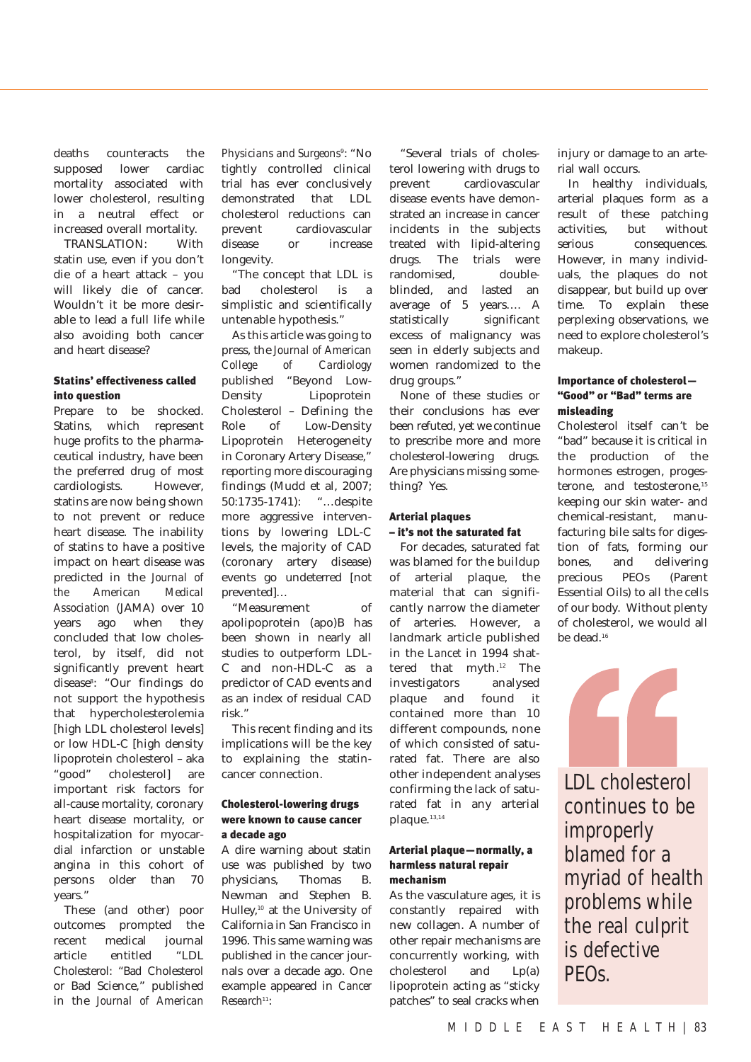deaths counteracts the supposed lower cardiac mortality associated with lower cholesterol, resulting in a neutral effect or increased overall mortality.

TRANSLATION: With statin use, even if you don't die of a heart attack – you will likely die of cancer. Wouldn't it be more desirable to lead a full life while also avoiding both cancer and heart disease?

### Statins' effectiveness called into question

Prepare to be shocked. Statins, which represent huge profits to the pharmaceutical industry, have been the preferred drug of most cardiologists. However, statins are now being shown to not prevent or reduce heart disease. The inability of statins to have a positive impact on heart disease was predicted in the *Journal of the American Medical Association* (JAMA) over 10 years ago when they concluded that low cholesterol, by itself, did not significantly prevent heart disease[8]: "Our findings do not support the hypothesis that hypercholesterolemia [high LDL cholesterol levels] or low HDL-C [high density lipoprotein cholesterol – aka "good" cholesterol] are important risk factors for all-cause mortality, coronary heart disease mortality, or hospitalization for myocardial infarction or unstable angina in this cohort of persons older than 70 years."

These (and other) poor outcomes prompted the recent medical journal article entitled "LDL Cholesterol: "Bad Cholesterol or Bad Science," published in the *Journal of American Physicians and Surgeons*[9]: "No tightly controlled clinical trial has ever conclusively demonstrated that LDL cholesterol reductions can prevent cardiovascular disease or increase longevity.

"The concept that LDL is bad cholesterol is a simplistic and scientifically untenable hypothesis."

As this article was going to press, the *Journal of American College of Cardiology* published "Beyond Low-Density Lipoprotein Cholesterol – Defining the Role of Low-Density Lipoprotein Heterogeneity in Coronary Artery Disease," reporting more discouraging findings (Mudd et al, 2007; 50:1735-1741): "…despite more aggressive interventions by lowering LDL-C levels, the majority of CAD (coronary artery disease) events go undeterred [not prevented]…

"Measurement of apolipoprotein (apo)B has been shown in nearly all studies to outperform LDL-C and non-HDL-C as a predictor of CAD events and as an index of residual CAD risk."

This recent finding and its implications will be the key to explaining the statin-cancer connection.

### Cholesterol-lowering drugs were known to cause cancer a decade ago

A dire warning about statin use was published by two physicians, Thomas B. Newman and Stephen B. Hulley,[10] at the University of California in San Francisco in 1996. This same warning was published in the cancer journals over a decade ago. One example appeared in *Cancer Research*[11]:

"Several trials of cholesterol lowering with drugs to prevent cardiovascular disease events have demonstrated an increase in cancer incidents in the subjects treated with lipid-altering drugs. The trials were randomised, double-blinded, and lasted an average of 5 years…. A statistically significant excess of malignancy was seen in elderly subjects and women randomized to the drug groups."

None of these studies or their conclusions has ever been refuted, yet we continue to prescribe more and more cholesterol-lowering drugs. Are physicians missing something? Yes.

### Arterial plaques – it's not the saturated fat

For decades, saturated fat was blamed for the buildup of arterial plaque, the material that can significantly narrow the diameter of arteries. However, a landmark article published in the *Lancet* in 1994 shattered that myth.[12] The investigators analysed plaque and found it contained more than 10 different compounds, none of which consisted of saturated fat. There are also other independent analyses confirming the lack of saturated fat in any arterial plaque.[13,14]

### Arterial plaque—normally, a harmless natural repair mechanism

As the vasculature ages, it is constantly repaired with new collagen. A number of other repair mechanisms are concurrently working, with cholesterol and Lp(a) lipoprotein acting as "sticky patches" to seal cracks when injury or damage to an arterial wall occurs.

In healthy individuals, arterial plaques form as a result of these patching activities, but without serious consequences. However, in many individuals, the plaques do not disappear, but build up over time. To explain these perplexing observations, we need to explore cholesterol's makeup.

### Importance of cholesterol—"Good" or "Bad" terms are misleading

Cholesterol itself can't be "bad" because it is critical in the production of the hormones estrogen, progesterone, and testosterone,[15] keeping our skin water- and chemical-resistant, manufacturing bile salts for digestion of fats, forming our bones, and delivering precious PEOs (Parent Essential Oils) to all the cells of our body. Without plenty of cholesterol, we would all be dead.[16]

> LDL cholesterol continues to be improperly blamed for a myriad of health problems while the real culprit is defective PEOs.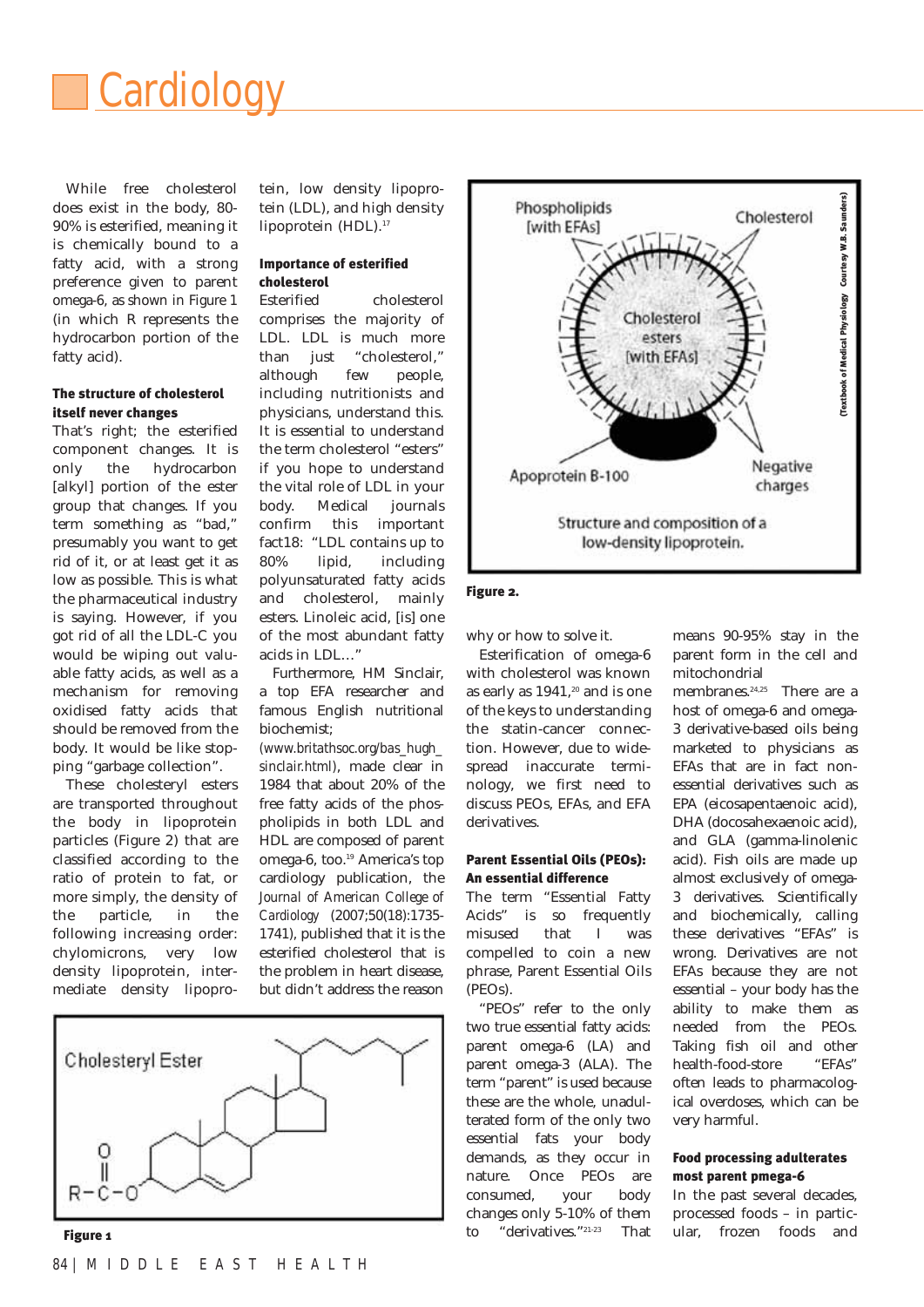# Cardiology

While free cholesterol does exist in the body, 80-90% is esterified, meaning it is chemically bound to a fatty acid, with a strong preference given to parent omega-6, as shown in Figure 1 (in which R represents the hydrocarbon portion of the fatty acid).

**The structure of cholesterol itself never changes**

That's right; the esterified component changes. It is only the hydrocarbon [alkyl] portion of the ester group that changes. If you term something as "bad," presumably you want to get rid of it, or at least get it as low as possible. This is what the pharmaceutical industry is saying. However, if you got rid of all the LDL-C you would be wiping out valuable fatty acids, as well as a mechanism for removing oxidised fatty acids that should be removed from the body. It would be like stopping "garbage collection".

These cholesteryl esters are transported throughout the body in lipoprotein particles (Figure 2) that are classified according to the ratio of protein to fat, or more simply, the density of the particle, in the following increasing order: chylomicrons, very low density lipoprotein, intermediate density lipoprotein, low density lipoprotein (LDL), and high density lipoprotein (HDL).[17]

**Importance of esterified cholesterol**

Esterified cholesterol comprises the majority of LDL. LDL is much more than just "cholesterol," although few people, including nutritionists and physicians, understand this. It is essential to understand the term cholesterol "esters" if you hope to understand the vital role of LDL in your body. Medical journals confirm this important fact18: "LDL contains up to 80% lipid, including polyunsaturated fatty acids and cholesterol, mainly esters. Linoleic acid, [is] one of the most abundant fatty acids in LDL..."

Furthermore, HM Sinclair, a top EFA researcher and famous English nutritional biochemist; (www.britathsoc.org/bas_hugh_sinclair.html), made clear in 1984 that about 20% of the free fatty acids of the phospholipids in both LDL and HDL are composed of parent omega-6, too.[19] America's top cardiology publication, the *Journal of American College of Cardiology* (2007;50(18):1735-1741), published that it is the esterified cholesterol that is the problem in heart disease, but didn't address the reason why or how to solve it.

Cholesteryl Ester

Figure 1

Phospholipids [with EFAs] | Cholesterol | Cholesterol esters [with EFAs] | Apoprotein B-100 | Negative charges

Structure and composition of a low-density lipoprotein.

(Textbook of Medical Physiology Courtesy W.B. Saunders)

Figure 2.

Esterification of omega-6 with cholesterol was known as early as 1941,[20] and is one of the keys to understanding the statin-cancer connection. However, due to widespread inaccurate terminology, we first need to discuss PEOs, EFAs, and EFA derivatives.

**Parent Essential Oils (PEOs): An essential difference**

The term "Essential Fatty Acids" is so frequently misused that I was compelled to coin a new phrase, Parent Essential Oils (PEOs).

"PEOs" refer to the only two true essential fatty acids: parent omega-6 (LA) and parent omega-3 (ALA). The term "parent" is used because these are the whole, unadulterated form of the only two essential fats your body demands, as they occur in nature. Once PEOs are consumed, your body changes only 5-10% of them to "derivatives."[21-23] That means 90-95% stay in the parent form in the cell and mitochondrial membranes.[24,25] There are a host of omega-6 and omega-3 derivative-based oils being marketed to physicians as EFAs that are in fact non-essential derivatives such as EPA (eicosapentaenoic acid), DHA (docosahexaenoic acid), and GLA (gamma-linolenic acid). Fish oils are made up almost exclusively of omega-3 derivatives. Scientifically and biochemically, calling these derivatives "EFAs" is wrong. Derivatives are not EFAs because they are not essential – your body has the ability to make them as needed from the PEOs. Taking fish oil and other health-food-store "EFAs" often leads to pharmacological overdoses, which can be very harmful.

**Food processing adulterates most parent pmega-6**

In the past several decades, processed foods – in particular, frozen foods and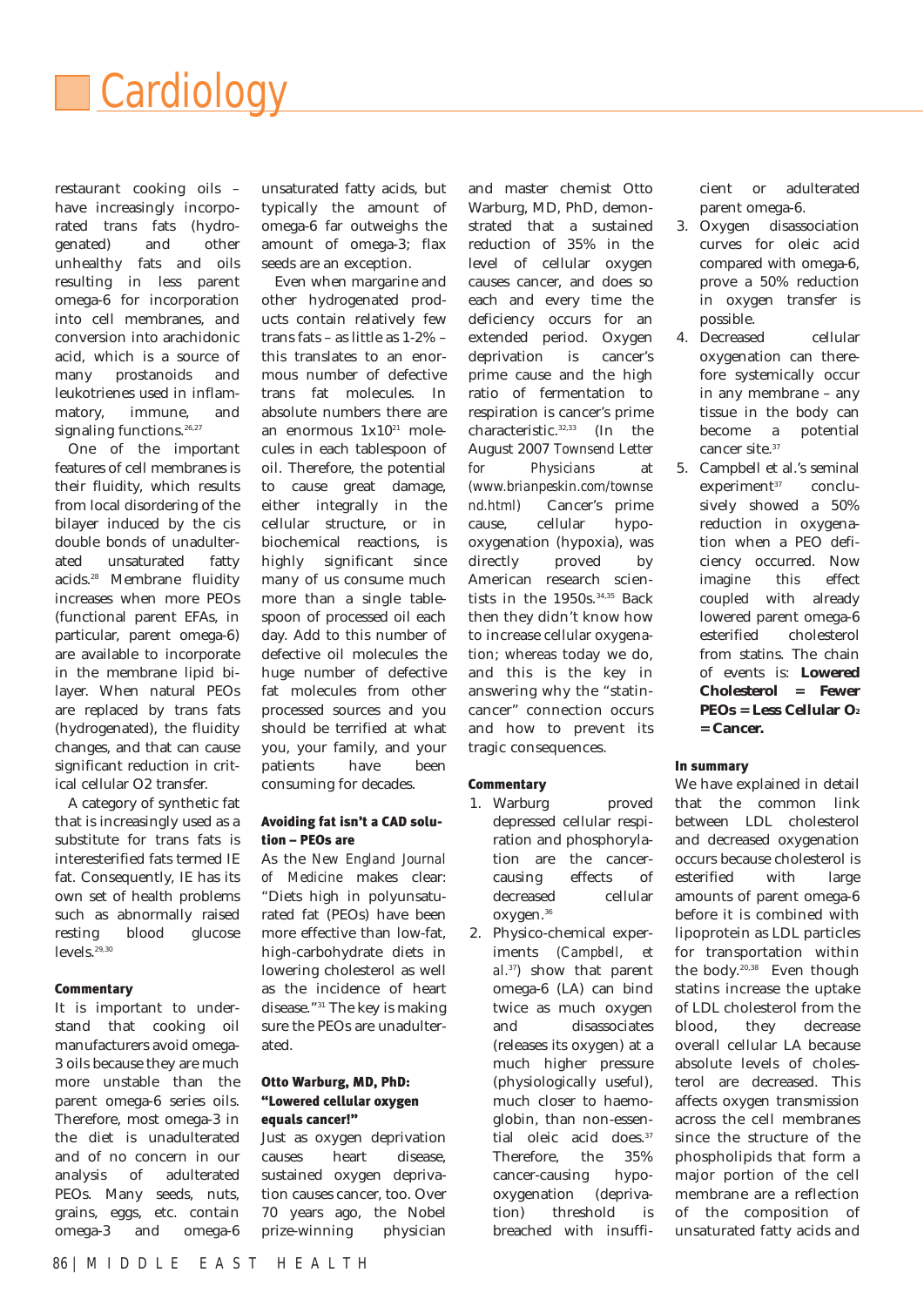# Cardiology

restaurant cooking oils – have increasingly incorporated trans fats (hydrogenated) and other unhealthy fats and oils resulting in less parent omega-6 for incorporation into cell membranes, and conversion into arachidonic acid, which is a source of many prostanoids and leukotrienes used in inflammatory, immune, and signaling functions.[26,27]

One of the important features of cell membranes is their fluidity, which results from local disordering of the bilayer induced by the cis double bonds of unadulterated unsaturated fatty acids.[28] Membrane fluidity increases when more PEOs (functional parent EFAs, in particular, parent omega-6) are available to incorporate in the membrane lipid bilayer. When natural PEOs are replaced by trans fats (hydrogenated), the fluidity changes, and that can cause significant reduction in critical cellular O2 transfer.

A category of synthetic fat that is increasingly used as a substitute for trans fats is interesterified fats termed IE fat. Consequently, IE has its own set of health problems such as abnormally raised resting blood glucose levels.[29,30]

#### Commentary

It is important to understand that cooking oil manufacturers avoid omega-3 oils because they are much more unstable than the parent omega-6 series oils. Therefore, most omega-3 in the diet is unadulterated and of no concern in our analysis of adulterated PEOs. Many seeds, nuts, grains, eggs, etc. contain omega-3 and omega-6 unsaturated fatty acids, but typically the amount of omega-6 far outweighs the amount of omega-3; flax seeds are an exception.

Even when margarine and other hydrogenated products contain relatively few trans fats – as little as 1-2% – this translates to an enormous number of defective trans fat molecules. In absolute numbers there are an enormous $1x10^{21}$ molecules in each tablespoon of oil. Therefore, the potential to cause great damage, either integrally in the cellular structure, or in biochemical reactions, is highly significant since many of us consume much more than a single tablespoon of processed oil each day. Add to this number of defective oil molecules the huge number of defective fat molecules from other processed sources and you should be terrified at what you, your family, and your patients have been consuming for decades.

#### Avoiding fat isn't a CAD solution – PEOs are

As the *New England Journal of Medicine* makes clear: "Diets high in polyunsaturated fat (PEOs) have been more effective than low-fat, high-carbohydrate diets in lowering cholesterol as well as the incidence of heart disease."[31] The key is making sure the PEOs are unadulterated.

#### Otto Warburg, MD, PhD: "Lowered cellular oxygen equals cancer!"

Just as oxygen deprivation causes heart disease, sustained oxygen deprivation causes cancer, too. Over 70 years ago, the Nobel prize-winning physician and master chemist Otto Warburg, MD, PhD, demonstrated that a sustained reduction of 35% in the level of cellular oxygen causes cancer, and does so each and every time the deficiency occurs for an extended period. Oxygen deprivation is cancer's prime cause and the high ratio of fermentation to respiration is cancer's prime characteristic.[32,33] (In the August 2007 *Townsend Letter for Physicians* at *(www.brianpeskin.com/townsend.html)* Cancer's prime cause, cellular hypo-oxygenation (hypoxia), was directly proved by American research scientists in the 1950s.[34,35] Back then they didn't know how to increase *cellular* oxygenation; whereas today we do, and this is the key in answering why the "statin-cancer" connection occurs and how to prevent its tragic consequences.

#### Commentary

1. Warburg proved depressed cellular respiration and phosphorylation are the cancer-causing effects of decreased cellular oxygen.[36]
2. Physico-chemical experiments *(Campbell, et al.[37])* show that parent omega-6 (LA) can bind twice as much oxygen and disassociates (releases its oxygen) at a much higher pressure (physiologically useful), much closer to haemoglobin, than non-essential oleic acid does.[37] Therefore, the 35% cancer-causing hypo-oxygenation (deprivation) threshold is breached with insufficient or adulterated parent omega-6.
3. Oxygen disassociation curves for oleic acid compared with omega-6, prove a 50% reduction in oxygen transfer is possible.
4. Decreased cellular oxygenation can therefore systemically occur in any membrane – any tissue in the body can become a potential cancer site.[37]
5. Campbell et al.'s seminal experiment[37] conclusively showed a 50% reduction in oxygenation when a PEO deficiency occurred. Now *imagine* this effect coupled with already lowered parent omega-6 esterified cholesterol from statins. The chain of events is: **Lowered Cholesterol = Fewer PEOs = Less Cellular $O_2$ = Cancer.**

#### In summary

We have explained in detail that the common link between LDL cholesterol and decreased oxygenation occurs because cholesterol is esterified with large amounts of parent omega-6 before it is combined with lipoprotein as LDL particles for transportation within the body.[20,38] Even though statins increase the uptake of LDL cholesterol from the blood, they decrease overall cellular LA because absolute levels of cholesterol are decreased. This affects oxygen transmission across the cell membranes since the structure of the phospholipids that form a major portion of the cell membrane are a reflection of the composition of unsaturated fatty acids and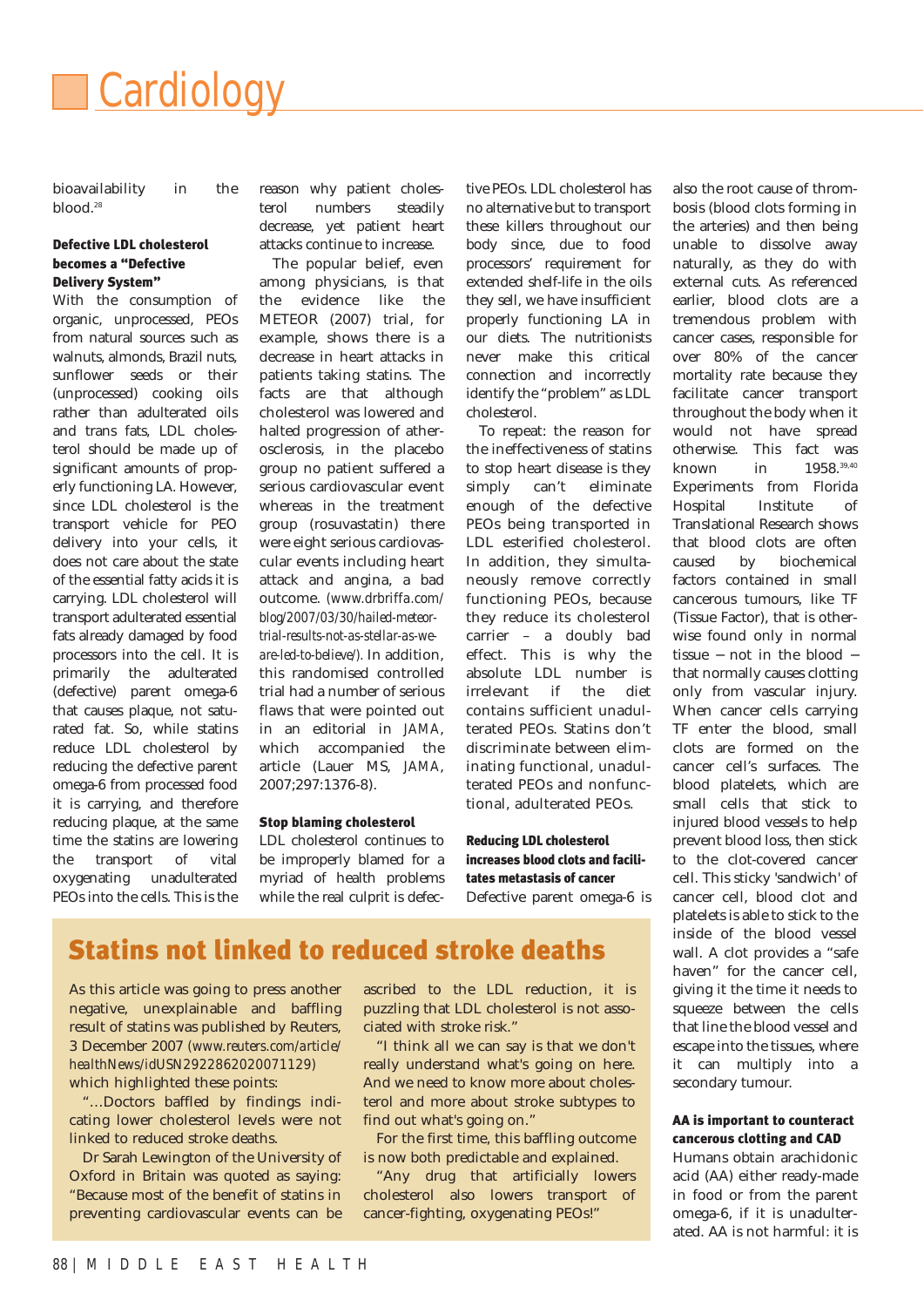bioavailability in the blood.[28]

### Defective LDL cholesterol becomes a "Defective Delivery System"

With the consumption of organic, unprocessed, PEOs from natural sources such as walnuts, almonds, Brazil nuts, sunflower seeds or their (unprocessed) cooking oils rather than adulterated oils and trans fats, LDL cholesterol should be made up of significant amounts of properly functioning LA. However, since LDL cholesterol is the transport vehicle for PEO delivery into your cells, it does not care about the state of the essential fatty acids it is carrying. LDL cholesterol will transport adulterated essential fats already damaged by food processors into the cell. It is primarily the adulterated (defective) parent omega-6 that causes plaque, not saturated fat. So, while statins reduce LDL cholesterol by reducing the defective parent omega-6 from processed food it is carrying, and therefore reducing plaque, at the same time the statins are lowering the transport of vital oxygenating unadulterated PEOs into the cells. This is the reason why patient cholesterol numbers steadily decrease, yet patient heart attacks continue to increase.

The popular belief, even among physicians, is that the evidence like the METEOR (2007) trial, for example, shows there is a decrease in heart attacks in patients taking statins. The facts are that although cholesterol was lowered and halted progression of atherosclerosis, in the placebo group no patient suffered a serious cardiovascular event whereas in the treatment group (rosuvastatin) there were eight serious cardiovascular events including heart attack and angina, a bad outcome. (*www.drbriffa.com/blog/2007/03/30/hailed-meteor-trial-results-not-as-stellar-as-we-are-led-to-believe/*). In addition, this randomised controlled trial had a number of serious flaws that were pointed out in an editorial in *JAMA*, which accompanied the article (Lauer MS, *JAMA*, 2007;297:1376-8).

### Stop blaming cholesterol

LDL cholesterol continues to be improperly blamed for a myriad of health problems while the real culprit is defective PEOs. LDL cholesterol has no alternative but to transport these killers throughout our body since, due to food processors' requirement for extended shelf-life in the oils they sell, we have insufficient properly functioning LA in our diets. The nutritionists never make this critical connection and incorrectly identify the "problem" as LDL cholesterol.

To repeat: the reason for the ineffectiveness of statins to stop heart disease is they simply can't eliminate enough of the defective PEOs being transported in LDL esterified cholesterol. In addition, they simultaneously remove correctly functioning PEOs, because they reduce its cholesterol carrier – a doubly bad effect. This is why the absolute LDL number is irrelevant if the diet contains sufficient unadulterated PEOs. Statins don't discriminate between eliminating functional, unadulterated PEOs and nonfunctional, adulterated PEOs.

### Reducing LDL cholesterol increases blood clots and facilitates metastasis of cancer

Defective parent omega-6 is also the root cause of thrombosis (blood clots forming in the arteries) and then being unable to dissolve away naturally, as they do with external cuts. As referenced earlier, blood clots are a tremendous problem with cancer cases, responsible for over 80% of the cancer mortality rate because they facilitate cancer transport throughout the body when it would not have spread otherwise. This fact was known in 1958.[39,40] Experiments from Florida Hospital Institute of Translational Research shows that blood clots are often caused by biochemical factors contained in small cancerous tumours, like TF (Tissue Factor), that is otherwise found only in normal tissue – not in the blood – that normally causes clotting only from vascular injury. When cancer cells carrying TF enter the blood, small clots are formed on the cancer cell's surfaces. The blood platelets, which are small cells that stick to injured blood vessels to help prevent blood loss, then stick to the clot-covered cancer cell. This sticky 'sandwich' of cancer cell, blood clot and platelets is able to stick to the inside of the blood vessel wall. A clot provides a "safe haven" for the cancer cell, giving it the time it needs to squeeze between the cells that line the blood vessel and escape into the tissues, where it can multiply into a secondary tumour.

### AA is important to counteract cancerous clotting and CAD

Humans obtain arachidonic acid (AA) either ready-made in food or from the parent omega-6, if it is unadulterated. AA is not harmful: it is

## Statins not linked to reduced stroke deaths

As this article was going to press another negative, unexplainable and baffling result of statins was published by Reuters, 3 December 2007 (*www.reuters.com/article/healthNews/idUSN2922862020071129*) which highlighted these points:

"...Doctors baffled by findings indicating lower cholesterol levels were not linked to reduced stroke deaths.

Dr Sarah Lewington of the University of Oxford in Britain was quoted as saying: "Because most of the benefit of statins in preventing cardiovascular events can be ascribed to the LDL reduction, it is puzzling that LDL cholesterol is not associated with stroke risk."

"I think all we can say is that we don't really understand what's going on here. And we need to know more about cholesterol and more about stroke subtypes to find out what's going on."

For the first time, this baffling outcome is now both predictable and explained.

"Any drug that artificially lowers cholesterol also lowers transport of cancer-fighting, oxygenating PEOs!"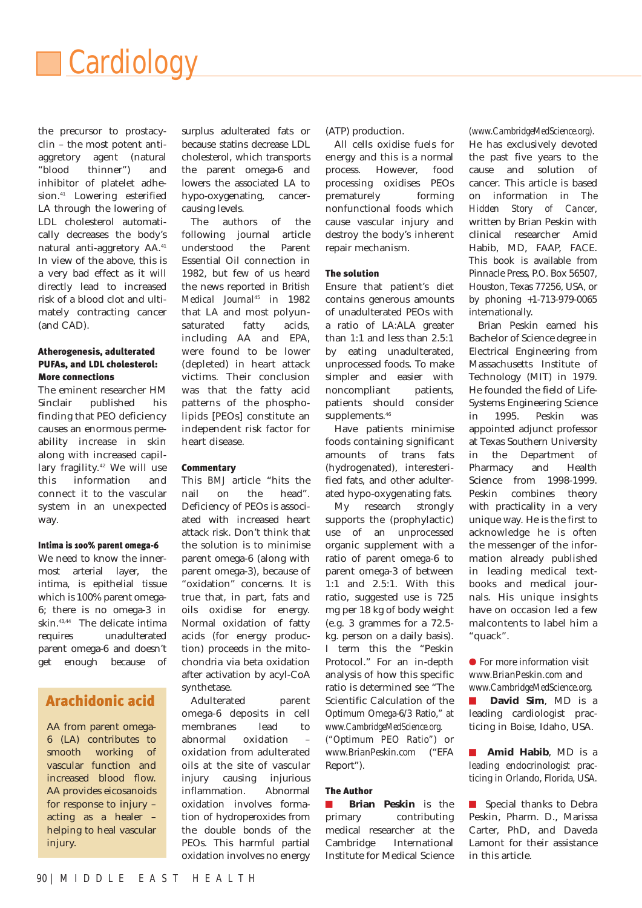the precursor to prostacyclin – the most potent anti-aggretory agent (natural "blood thinner") and inhibitor of platelet adhesion.[41] Lowering esterified LA through the lowering of LDL cholesterol automatically decreases the body's natural anti-aggretory AA.[41] In view of the above, this is a very bad effect as it will directly lead to increased risk of a blood clot and ultimately contracting cancer (and CAD).

### Atherogenesis, adulterated PUFAs, and LDL cholesterol: More connections

The eminent researcher HM Sinclair published his finding that PEO deficiency causes an enormous permeability increase in skin along with increased capillary fragility.[42] We will use this information and connect it to the vascular system in an unexpected way.

### Intima is 100% parent omega-6

We need to know the innermost arterial layer, the intima, is epithelial tissue which is 100% parent omega-6; there is no omega-3 in skin.[43,44] The delicate intima requires unadulterated parent omega-6 and doesn't get enough because of surplus adulterated fats or because statins decrease LDL cholesterol, which transports the parent omega-6 and lowers the associated LA to hypo-oxygenating, cancer-causing levels.

The authors of the following journal article understood the Parent Essential Oil connection in 1982, but few of us heard the news reported in *British Medical Journal*[45] in 1982 that LA and most polyunsaturated fatty acids, including AA and EPA, were found to be lower (depleted) in heart attack victims. Their conclusion was that the fatty acid patterns of the phospholipids [PEOs] constitute an independent risk factor for heart disease.

### Commentary

This *BMJ* article "hits the nail on the head". Deficiency of PEOs is associated with increased heart attack risk. Don't think that the solution is to minimise parent omega-6 (along with parent omega-3), because of "oxidation" concerns. It is true that, in part, fats and oils oxidise for energy. Normal oxidation of fatty acids (for energy production) proceeds in the mitochondria via beta oxidation after activation by acyl-CoA synthetase.

Adulterated parent omega-6 deposits in cell membranes lead to abnormal oxidation – oxidation from adulterated oils at the site of vascular injury causing injurious inflammation. Abnormal oxidation involves formation of hydroperoxides from the double bonds of the PEOs. This harmful partial oxidation involves no energy (ATP) production.

All cells oxidise fuels for energy and this is a normal process. However, food processing oxidises PEOs prematurely forming nonfunctional foods which cause vascular injury and destroy the body's inherent repair mechanism.

### The solution

Ensure that patient's diet contains generous amounts of unadulterated PEOs with a ratio of LA:ALA greater than 1:1 and less than 2.5:1 by eating unadulterated, unprocessed foods. To make simpler and easier with noncompliant patients, patients should consider supplements.[46]

Have patients minimise foods containing significant amounts of trans fats (hydrogenated), interesterified fats, and other adulterated hypo-oxygenating fats.

My research strongly supports the (prophylactic) use of an unprocessed organic supplement with a ratio of parent omega-6 to parent omega-3 of between 1:1 and 2.5:1. With this ratio, suggested use is 725 mg per 18 kg of body weight (e.g. 3 grammes for a 72.5-kg. person on a daily basis). I term this the "Peskin Protocol." For an in-depth analysis of how this specific ratio is determined see "The Scientific Calculation of the Optimum Omega-6/3 Ratio," at www.CambridgeMedScience.org. ("Optimum PEO Ratio") or www.BrianPeskin.com ("EFA Report").

> ## Arachidonic acid
>
> AA from parent omega-6 (LA) contributes to smooth working and vascular function and increased blood flow. AA provides eicosanoids for response to injury – acting as a healer – helping to heal vascular injury.

### The Author

**Brian Peskin** is the primary contributing medical researcher at the Cambridge International Institute for Medical Science (www.CambridgeMedScience.org). He has exclusively devoted the past five years to the cause and solution of cancer. This article is based on information in *The Hidden Story of Cancer*, written by Brian Peskin with clinical researcher Amid Habib, MD, FAAP, FACE. This book is available from Pinnacle Press, P.O. Box 56507, Houston, Texas 77256, USA, or by phoning +1-713-979-0065 internationally.

Brian Peskin earned his Bachelor of Science degree in Electrical Engineering from Massachusetts Institute of Technology (MIT) in 1979. He founded the field of Life-Systems Engineering Science in 1995. Peskin was appointed adjunct professor at Texas Southern University in the Department of Pharmacy and Health Science from 1998-1999. Peskin combines theory with practicality in a very unique way. He is the first to acknowledge he is often the messenger of the information already published in leading medical textbooks and medical journals. His unique insights have on occasion led a few malcontents to label him a "quack".

For more information visit www.BrianPeskin.com and www.CambridgeMedScience.org.

**David Sim**, MD is a leading cardiologist practicing in Boise, Idaho, USA.

**Amid Habib**, MD is a leading endocrinologist practicing in Orlando, Florida, USA.

Special thanks to Debra Peskin, Pharm. D., Marissa Carter, PhD, and Daveda Lamont for their assistance in this article.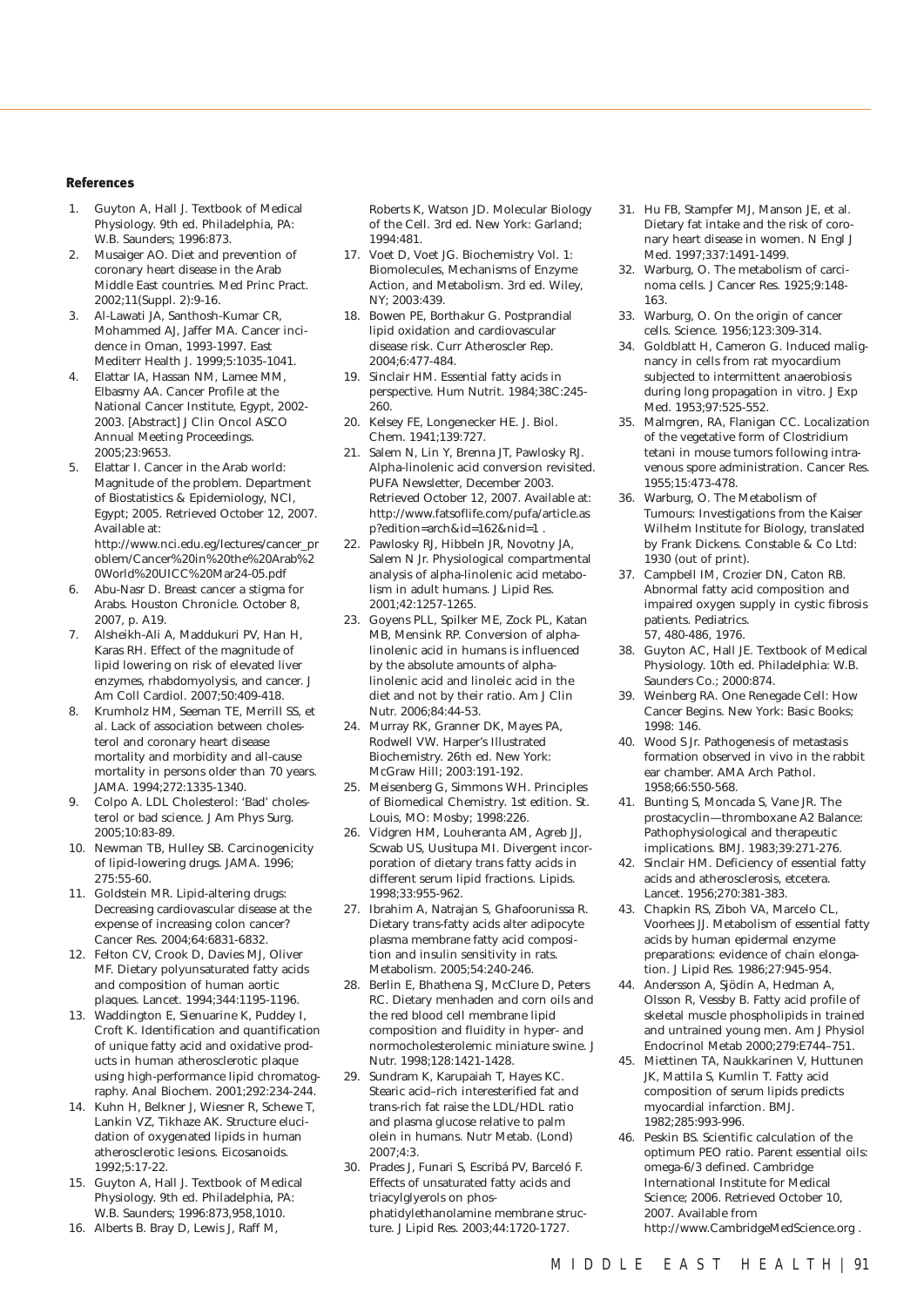## References

1. Guyton A, Hall J. Textbook of Medical Physiology. 9th ed. Philadelphia, PA: W.B. Saunders; 1996:873.
2. Musaiger AO. Diet and prevention of coronary heart disease in the Arab Middle East countries. Med Princ Pract. 2002;11(Suppl. 2):9-16.
3. Al-Lawati JA, Santhosh-Kumar CR, Mohammed AJ, Jaffer MA. Cancer incidence in Oman, 1993-1997. East Mediterr Health J. 1999;5:1035-1041.
4. Elattar IA, Hassan NM, Lamee MM, Elbasmy AA. Cancer Profile at the National Cancer Institute, Egypt, 2002-2003. [Abstract] J Clin Oncol ASCO Annual Meeting Proceedings. 2005;23:9653.
5. Elattar I. Cancer in the Arab world: Magnitude of the problem. Department of Biostatistics & Epidemiology, NCI, Egypt; 2005. Retrieved October 12, 2007. Available at: http://www.nci.edu.eg/lectures/cancer_problem/Cancer%20in%20the%20Arab%20World%20UICC%20Mar24-05.pdf
6. Abu-Nasr D. Breast cancer a stigma for Arabs. Houston Chronicle. October 8, 2007, p. A19.
7. Alsheikh-Ali A, Maddukuri PV, Han H, Karas RH. Effect of the magnitude of lipid lowering on risk of elevated liver enzymes, rhabdomyolysis, and cancer. J Am Coll Cardiol. 2007;50:409-418.
8. Krumholz HM, Seeman TE, Merrill SS, et al. Lack of association between cholesterol and coronary heart disease mortality and morbidity and all-cause mortality in persons older than 70 years. JAMA. 1994;272:1335-1340.
9. Colpo A. LDL Cholesterol: 'Bad' cholesterol or bad science. J Am Phys Surg. 2005;10:83-89.
10. Newman TB, Hulley SB. Carcinogenicity of lipid-lowering drugs. JAMA. 1996; 275:55-60.
11. Goldstein MR. Lipid-altering drugs: Decreasing cardiovascular disease at the expense of increasing colon cancer? Cancer Res. 2004;64:6831-6832.
12. Felton CV, Crook D, Davies MJ, Oliver MF. Dietary polyunsaturated fatty acids and composition of human aortic plaques. Lancet. 1994;344:1195-1196.
13. Waddington E, Sienuarine K, Puddey I, Croft K. Identification and quantification of unique fatty acid and oxidative products in human atherosclerotic plaque using high-performance lipid chromatography. Anal Biochem. 2001;292:234-244.
14. Kuhn H, Belkner J, Wiesner R, Schewe T, Lankin VZ, Tikhaze AK. Structure elucidation of oxygenated lipids in human atherosclerotic lesions. Eicosanoids. 1992;5:17-22.
15. Guyton A, Hall J. Textbook of Medical Physiology. 9th ed. Philadelphia, PA: W.B. Saunders; 1996:873,958,1010.
16. Alberts B. Bray D, Lewis J, Raff M, Roberts K, Watson JD. Molecular Biology of the Cell. 3rd ed. New York: Garland; 1994:481.
17. Voet D, Voet JG. Biochemistry Vol. 1: Biomolecules, Mechanisms of Enzyme Action, and Metabolism. 3rd ed. Wiley, NY; 2003:439.
18. Bowen PE, Borthakur G. Postprandial lipid oxidation and cardiovascular disease risk. Curr Atheroscler Rep. 2004;6:477-484.
19. Sinclair HM. Essential fatty acids in perspective. Hum Nutrit. 1984;38C:245-260.
20. Kelsey FE, Longenecker HE. J. Biol. Chem. 1941;139:727.
21. Salem N, Lin Y, Brenna JT, Pawlosky RJ. Alpha-linolenic acid conversion revisited. PUFA Newsletter, December 2003. Retrieved October 12, 2007. Available at: http://www.fatsoflife.com/pufa/article.asp?edition=arch&id=162&nid=1 .
22. Pawlosky RJ, Hibbeln JR, Novotny JA, Salem N Jr. Physiological compartmental analysis of alpha-linolenic acid metabolism in adult humans. J Lipid Res. 2001;42:1257-1265.
23. Goyens PLL, Spilker ME, Zock PL, Katan MB, Mensink RP. Conversion of alpha-linolenic acid in humans is influenced by the absolute amounts of alpha-linolenic acid and linoleic acid in the diet and not by their ratio. Am J Clin Nutr. 2006;84:44-53.
24. Murray RK, Granner DK, Mayes PA, Rodwell VW. Harper's Illustrated Biochemistry. 26th ed. New York: McGraw Hill; 2003:191-192.
25. Meisenberg G, Simmons WH. Principles of Biomedical Chemistry. 1st edition. St. Louis, MO: Mosby; 1998:226.
26. Vidgren HM, Louheranta AM, Agreb JJ, Scwab US, Uusitupa MI. Divergent incorporation of dietary trans fatty acids in different serum lipid fractions. Lipids. 1998;33:955-962.
27. Ibrahim A, Natrajan S, Ghafoorunissa R. Dietary trans-fatty acids alter adipocyte plasma membrane fatty acid composition and insulin sensitivity in rats. Metabolism. 2005;54:240-246.
28. Berlin E, Bhathena SJ, McClure D, Peters RC. Dietary menhaden and corn oils and the red blood cell membrane lipid composition and fluidity in hyper- and normocholesterolemic miniature swine. J Nutr. 1998;128:1421-1428.
29. Sundram K, Karupaiah T, Hayes KC. Stearic acid–rich interesterified fat and trans-rich fat raise the LDL/HDL ratio and plasma glucose relative to palm olein in humans. Nutr Metab. (Lond) 2007;4:3.
30. Prades J, Funari S, Escribá PV, Barceló F. Effects of unsaturated fatty acids and triacylglyerols on phosphatidylethanolamine membrane structure. J Lipid Res. 2003;44:1720-1727.
31. Hu FB, Stampfer MJ, Manson JE, et al. Dietary fat intake and the risk of coronary heart disease in women. N Engl J Med. 1997;337:1491-1499.
32. Warburg, O. The metabolism of carcinoma cells. J Cancer Res. 1925;9:148-163.
33. Warburg, O. On the origin of cancer cells. Science. 1956;123:309-314.
34. Goldblatt H, Cameron G. Induced malignancy in cells from rat myocardium subjected to intermittent anaerobiosis during long propagation in vitro. J Exp Med. 1953;97:525-552.
35. Malmgren, RA, Flanigan CC. Localization of the vegetative form of Clostridium tetani in mouse tumors following intravenous spore administration. Cancer Res. 1955;15:473-478.
36. Warburg, O. The Metabolism of Tumours: Investigations from the Kaiser Wilhelm Institute for Biology, translated by Frank Dickens. Constable & Co Ltd: 1930 (out of print).
37. Campbell IM, Crozier DN, Caton RB. Abnormal fatty acid composition and impaired oxygen supply in cystic fibrosis patients. Pediatrics. 57, 480-486, 1976.
38. Guyton AC, Hall JE. Textbook of Medical Physiology. 10th ed. Philadelphia: W.B. Saunders Co.; 2000:874.
39. Weinberg RA. One Renegade Cell: How Cancer Begins. New York: Basic Books; 1998: 146.
40. Wood S Jr. Pathogenesis of metastasis formation observed in vivo in the rabbit ear chamber. AMA Arch Pathol. 1958;66:550-568.
41. Bunting S, Moncada S, Vane JR. The prostacyclin—thromboxane A2 Balance: Pathophysiological and therapeutic implications. BMJ. 1983;39:271-276.
42. Sinclair HM. Deficiency of essential fatty acids and atherosclerosis, etcetera. Lancet. 1956;270:381-383.
43. Chapkin RS, Ziboh VA, Marcelo CL, Voorhees JJ. Metabolism of essential fatty acids by human epidermal enzyme preparations: evidence of chain elongation. J Lipid Res. 1986;27:945-954.
44. Andersson A, Sjödin A, Hedman A, Olsson R, Vessby B. Fatty acid profile of skeletal muscle phospholipids in trained and untrained young men. Am J Physiol Endocrinol Metab 2000;279:E744–751.
45. Miettinen TA, Naukkarinen V, Huttunen JK, Mattila S, Kumlin T. Fatty acid composition of serum lipids predicts myocardial infarction. BMJ. 1982;285:993-996.
46. Peskin BS. Scientific calculation of the optimum PEO ratio. Parent essential oils: omega-6/3 defined. Cambridge International Institute for Medical Science; 2006. Retrieved October 10, 2007. Available from http://www.CambridgeMedScience.org .